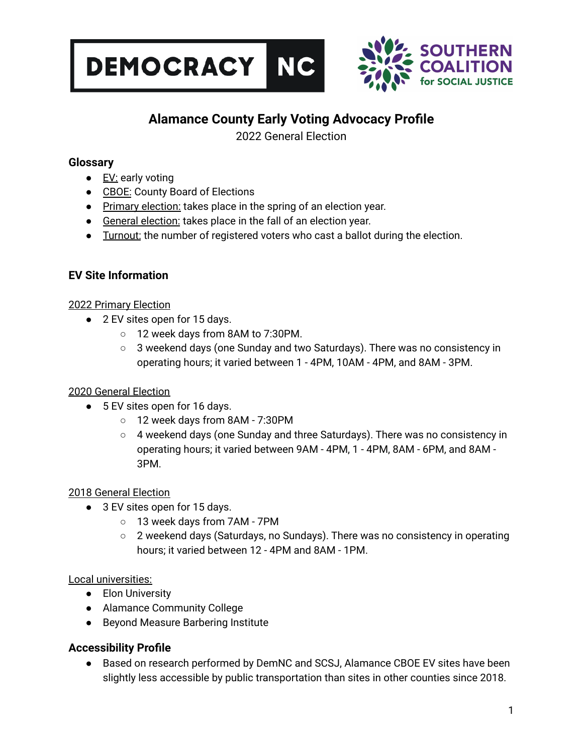DEMOCRACY NC

SOUTHERN COALITION for SOCIAL JUSTICE

# Alamance County Early Voting Advocacy Profile

2022 General Election

## Glossary

- EV: early voting
- CBOE: County Board of Elections
- Primary election: takes place in the spring of an election year.
- General election: takes place in the fall of an election year.
- Turnout: the number of registered voters who cast a ballot during the election.

## EV Site Information

2022 Primary Election

- 2 EV sites open for 15 days.
    - 12 week days from 8AM to 7:30PM.
    - 3 weekend days (one Sunday and two Saturdays). There was no consistency in operating hours; it varied between 1 - 4PM, 10AM - 4PM, and 8AM - 3PM.

2020 General Election

- 5 EV sites open for 16 days.
    - 12 week days from 8AM - 7:30PM
    - 4 weekend days (one Sunday and three Saturdays). There was no consistency in operating hours; it varied between 9AM - 4PM, 1 - 4PM, 8AM - 6PM, and 8AM - 3PM.

2018 General Election

- 3 EV sites open for 15 days.
    - 13 week days from 7AM - 7PM
    - 2 weekend days (Saturdays, no Sundays). There was no consistency in operating hours; it varied between 12 - 4PM and 8AM - 1PM.

Local universities:

- Elon University
- Alamance Community College
- Beyond Measure Barbering Institute

## Accessibility Profile

- Based on research performed by DemNC and SCSJ, Alamance CBOE EV sites have been slightly less accessible by public transportation than sites in other counties since 2018.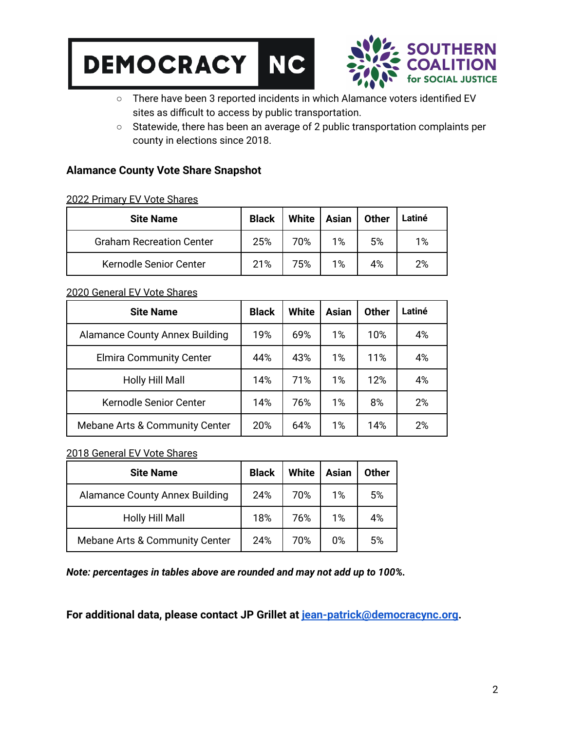- There have been 3 reported incidents in which Alamance voters identified EV sites as difficult to access by public transportation.
- Statewide, there has been an average of 2 public transportation complaints per county in elections since 2018.

### Alamance County Vote Share Snapshot

2022 Primary EV Vote Shares

| Site Name | Black | White | Asian | Other | Latiné |
|---|---|---|---|---|---|
| Graham Recreation Center | 25% | 70% | 1% | 5% | 1% |
| Kernodle Senior Center | 21% | 75% | 1% | 4% | 2% |

2020 General EV Vote Shares

| Site Name | Black | White | Asian | Other | Latiné |
|---|---|---|---|---|---|
| Alamance County Annex Building | 19% | 69% | 1% | 10% | 4% |
| Elmira Community Center | 44% | 43% | 1% | 11% | 4% |
| Holly Hill Mall | 14% | 71% | 1% | 12% | 4% |
| Kernodle Senior Center | 14% | 76% | 1% | 8% | 2% |
| Mebane Arts & Community Center | 20% | 64% | 1% | 14% | 2% |

2018 General EV Vote Shares

| Site Name | Black | White | Asian | Other |
|---|---|---|---|---|
| Alamance County Annex Building | 24% | 70% | 1% | 5% |
| Holly Hill Mall | 18% | 76% | 1% | 4% |
| Mebane Arts & Community Center | 24% | 70% | 0% | 5% |

***Note: percentages in tables above are rounded and may not add up to 100%.***

**For additional data, please contact JP Grillet at [jean-patrick@democracync.org](mailto:jean-patrick@democracync.org).**